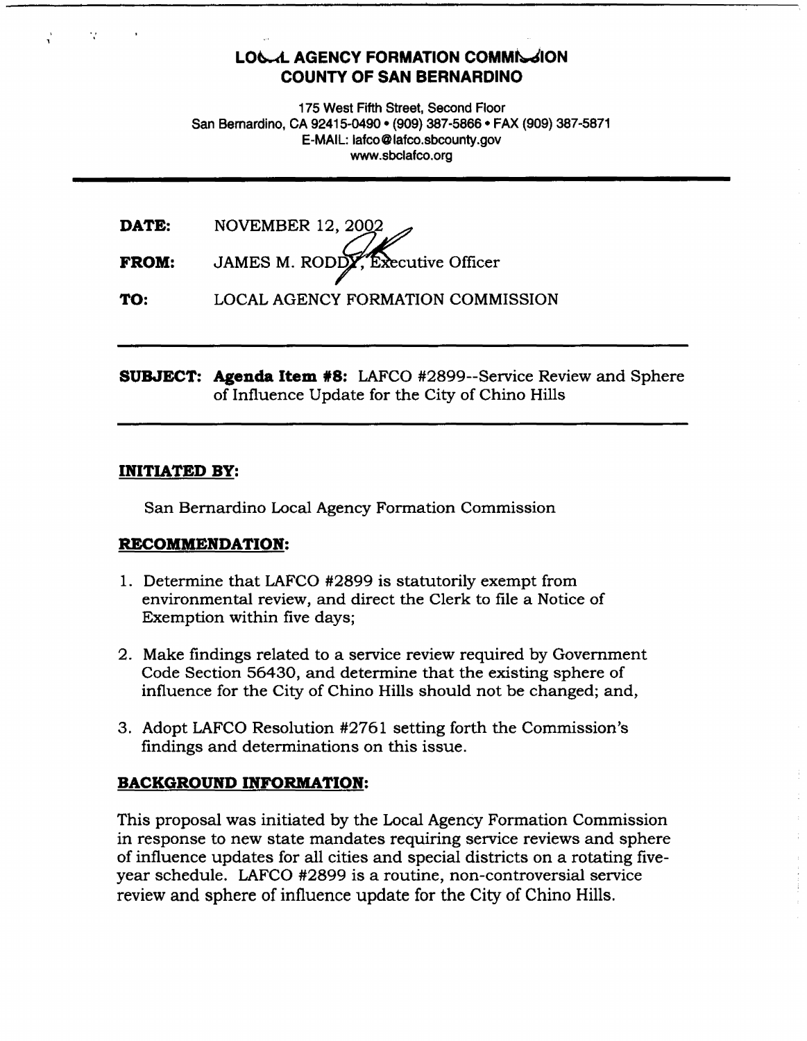# LOCAL AGENCY FORMATION COMMISSION
## COUNTY OF SAN BERNARDINO

175 West Fifth Street, Second Floor
San Bernardino, CA 92415-0490 • (909) 387-5866 • FAX (909) 387-5871
E-MAIL: lafco@lafco.sbcounty.gov
www.sbclafco.org

---

**DATE:** NOVEMBER 12, 2002

**FROM:** JAMES M. RODDY, Executive Officer

**TO:** LOCAL AGENCY FORMATION COMMISSION

---

**SUBJECT:** **Agenda Item #8:** LAFCO #2899--Service Review and Sphere of Influence Update for the City of Chino Hills

---

**INITIATED BY:**

San Bernardino Local Agency Formation Commission

**RECOMMENDATION:**

1. Determine that LAFCO #2899 is statutorily exempt from environmental review, and direct the Clerk to file a Notice of Exemption within five days;

2. Make findings related to a service review required by Government Code Section 56430, and determine that the existing sphere of influence for the City of Chino Hills should not be changed; and,

3. Adopt LAFCO Resolution #2761 setting forth the Commission's findings and determinations on this issue.

**BACKGROUND INFORMATION:**

This proposal was initiated by the Local Agency Formation Commission in response to new state mandates requiring service reviews and sphere of influence updates for all cities and special districts on a rotating five-year schedule. LAFCO #2899 is a routine, non-controversial service review and sphere of influence update for the City of Chino Hills.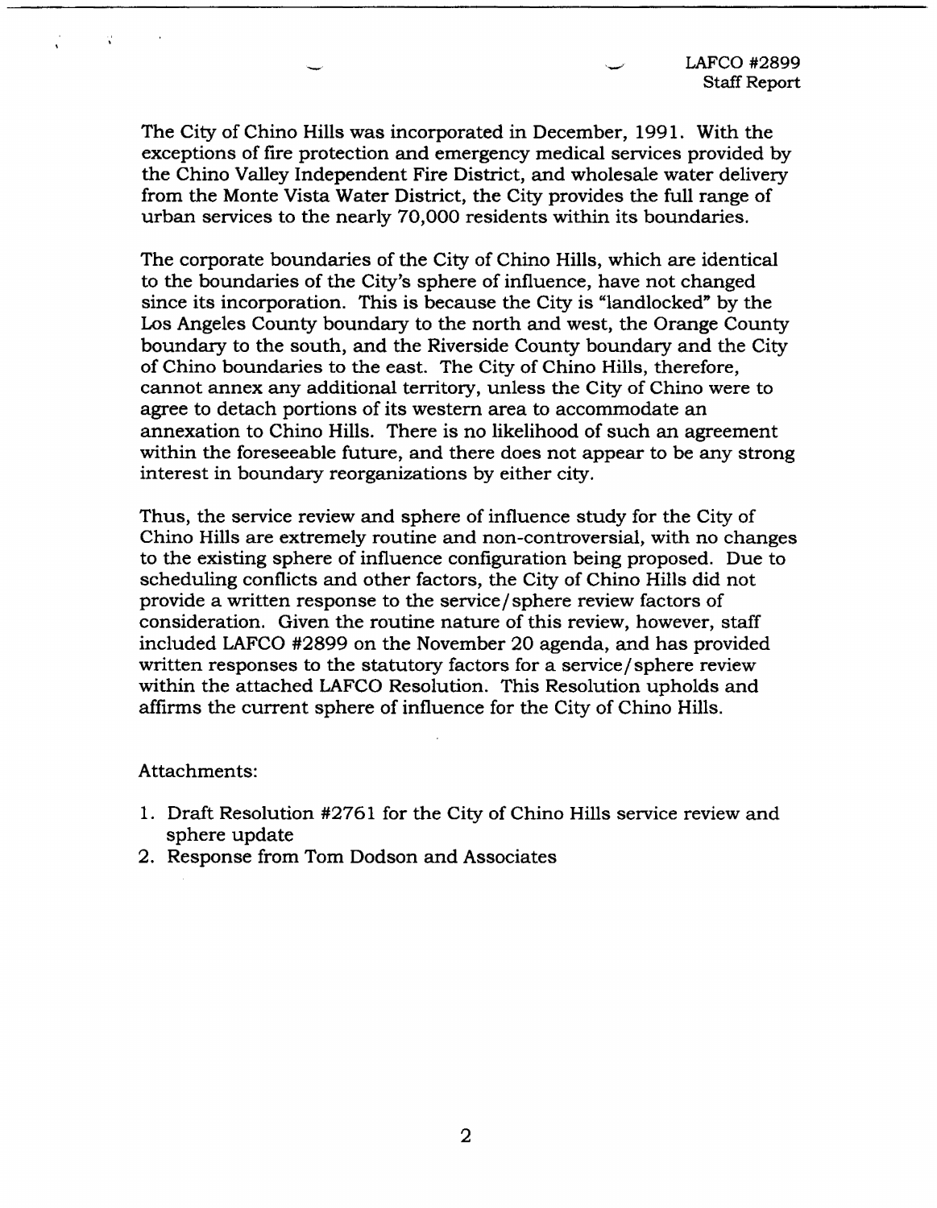The City of Chino Hills was incorporated in December, 1991. With the exceptions of fire protection and emergency medical services provided by the Chino Valley Independent Fire District, and wholesale water delivery from the Monte Vista Water District, the City provides the full range of urban services to the nearly 70,000 residents within its boundaries.

The corporate boundaries of the City of Chino Hills, which are identical to the boundaries of the City's sphere of influence, have not changed since its incorporation. This is because the City is "landlocked" by the Los Angeles County boundary to the north and west, the Orange County boundary to the south, and the Riverside County boundary and the City of Chino boundaries to the east. The City of Chino Hills, therefore, cannot annex any additional territory, unless the City of Chino were to agree to detach portions of its western area to accommodate an annexation to Chino Hills. There is no likelihood of such an agreement within the foreseeable future, and there does not appear to be any strong interest in boundary reorganizations by either city.

Thus, the service review and sphere of influence study for the City of Chino Hills are extremely routine and non-controversial, with no changes to the existing sphere of influence configuration being proposed. Due to scheduling conflicts and other factors, the City of Chino Hills did not provide a written response to the service/sphere review factors of consideration. Given the routine nature of this review, however, staff included LAFCO #2899 on the November 20 agenda, and has provided written responses to the statutory factors for a service/sphere review within the attached LAFCO Resolution. This Resolution upholds and affirms the current sphere of influence for the City of Chino Hills.

Attachments:

1. Draft Resolution #2761 for the City of Chino Hills service review and sphere update
2. Response from Tom Dodson and Associates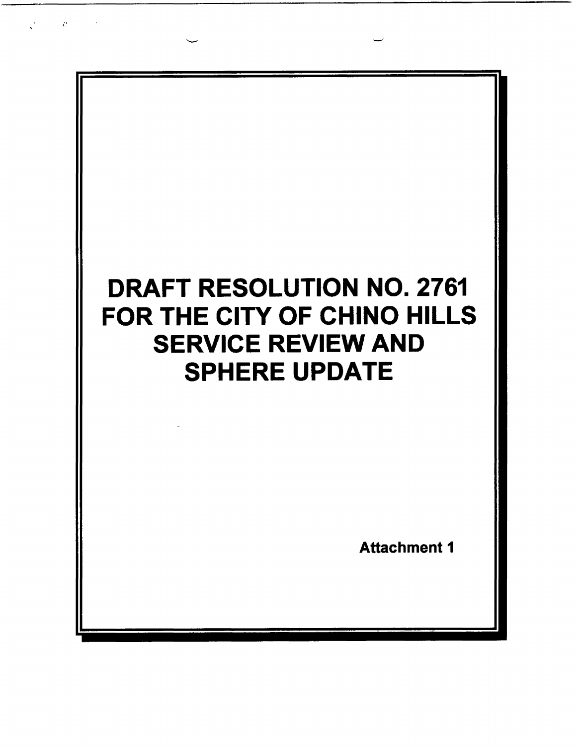# DRAFT RESOLUTION NO. 2761 FOR THE CITY OF CHINO HILLS SERVICE REVIEW AND SPHERE UPDATE

**Attachment 1**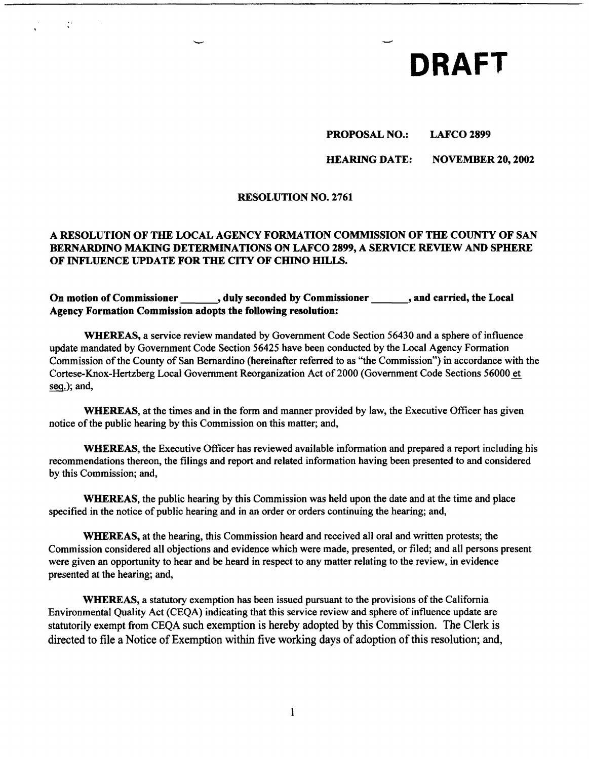# DRAFT

**PROPOSAL NO.:** **LAFCO 2899**

**HEARING DATE:** **NOVEMBER 20, 2002**

**RESOLUTION NO. 2761**

**A RESOLUTION OF THE LOCAL AGENCY FORMATION COMMISSION OF THE COUNTY OF SAN BERNARDINO MAKING DETERMINATIONS ON LAFCO 2899, A SERVICE REVIEW AND SPHERE OF INFLUENCE UPDATE FOR THE CITY OF CHINO HILLS.**

**On motion of Commissioner \_\_\_\_\_\_, duly seconded by Commissioner \_\_\_\_\_\_, and carried, the Local Agency Formation Commission adopts the following resolution:**

**WHEREAS,** a service review mandated by Government Code Section 56430 and a sphere of influence update mandated by Government Code Section 56425 have been conducted by the Local Agency Formation Commission of the County of San Bernardino (hereinafter referred to as "the Commission") in accordance with the Cortese-Knox-Hertzberg Local Government Reorganization Act of 2000 (Government Code Sections 56000 et seq.); and,

**WHEREAS,** at the times and in the form and manner provided by law, the Executive Officer has given notice of the public hearing by this Commission on this matter; and,

**WHEREAS,** the Executive Officer has reviewed available information and prepared a report including his recommendations thereon, the filings and report and related information having been presented to and considered by this Commission; and,

**WHEREAS,** the public hearing by this Commission was held upon the date and at the time and place specified in the notice of public hearing and in an order or orders continuing the hearing; and,

**WHEREAS,** at the hearing, this Commission heard and received all oral and written protests; the Commission considered all objections and evidence which were made, presented, or filed; and all persons present were given an opportunity to hear and be heard in respect to any matter relating to the review, in evidence presented at the hearing; and,

**WHEREAS,** a statutory exemption has been issued pursuant to the provisions of the California Environmental Quality Act (CEQA) indicating that this service review and sphere of influence update are statutorily exempt from CEQA such exemption is hereby adopted by this Commission. The Clerk is directed to file a Notice of Exemption within five working days of adoption of this resolution; and,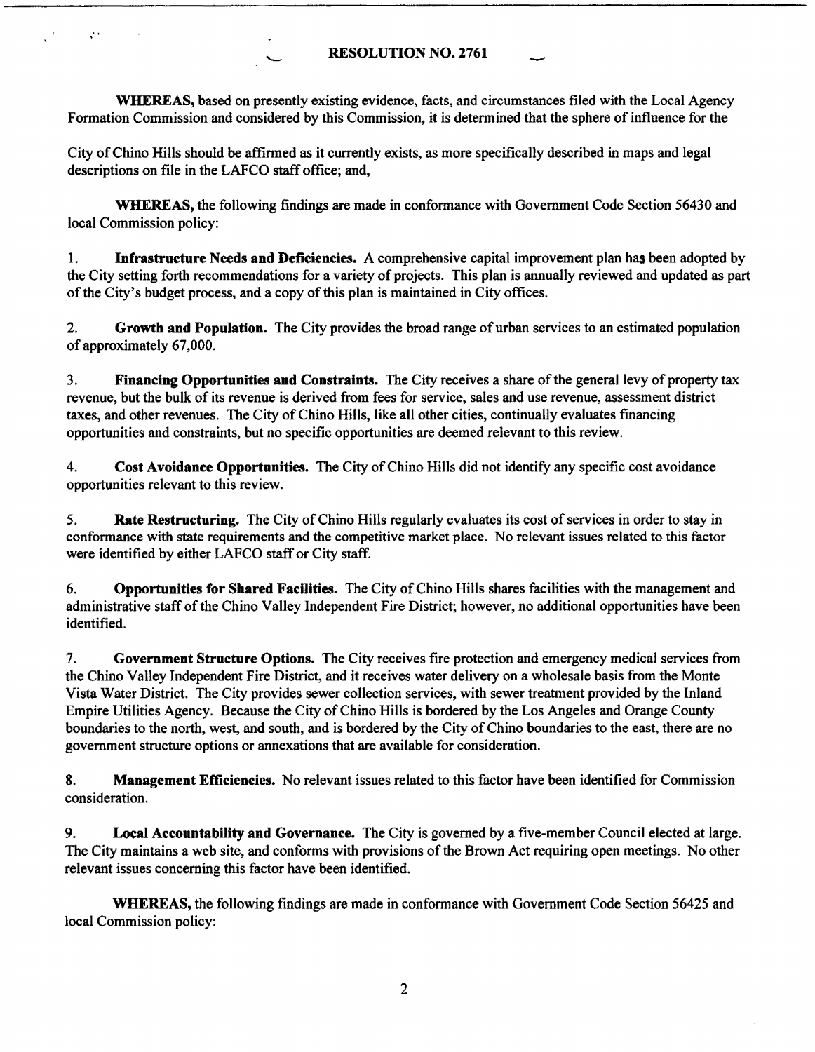**RESOLUTION NO. 2761**

**WHEREAS,** based on presently existing evidence, facts, and circumstances filed with the Local Agency Formation Commission and considered by this Commission, it is determined that the sphere of influence for the City of Chino Hills should be affirmed as it currently exists, as more specifically described in maps and legal descriptions on file in the LAFCO staff office; and,

**WHEREAS,** the following findings are made in conformance with Government Code Section 56430 and local Commission policy:

1. **Infrastructure Needs and Deficiencies.** A comprehensive capital improvement plan has been adopted by the City setting forth recommendations for a variety of projects. This plan is annually reviewed and updated as part of the City's budget process, and a copy of this plan is maintained in City offices.

2. **Growth and Population.** The City provides the broad range of urban services to an estimated population of approximately 67,000.

3. **Financing Opportunities and Constraints.** The City receives a share of the general levy of property tax revenue, but the bulk of its revenue is derived from fees for service, sales and use revenue, assessment district taxes, and other revenues. The City of Chino Hills, like all other cities, continually evaluates financing opportunities and constraints, but no specific opportunities are deemed relevant to this review.

4. **Cost Avoidance Opportunities.** The City of Chino Hills did not identify any specific cost avoidance opportunities relevant to this review.

5. **Rate Restructuring.** The City of Chino Hills regularly evaluates its cost of services in order to stay in conformance with state requirements and the competitive market place. No relevant issues related to this factor were identified by either LAFCO staff or City staff.

6. **Opportunities for Shared Facilities.** The City of Chino Hills shares facilities with the management and administrative staff of the Chino Valley Independent Fire District; however, no additional opportunities have been identified.

7. **Government Structure Options.** The City receives fire protection and emergency medical services from the Chino Valley Independent Fire District, and it receives water delivery on a wholesale basis from the Monte Vista Water District. The City provides sewer collection services, with sewer treatment provided by the Inland Empire Utilities Agency. Because the City of Chino Hills is bordered by the Los Angeles and Orange County boundaries to the north, west, and south, and is bordered by the City of Chino boundaries to the east, there are no government structure options or annexations that are available for consideration.

8. **Management Efficiencies.** No relevant issues related to this factor have been identified for Commission consideration.

9. **Local Accountability and Governance.** The City is governed by a five-member Council elected at large. The City maintains a web site, and conforms with provisions of the Brown Act requiring open meetings. No other relevant issues concerning this factor have been identified.

**WHEREAS,** the following findings are made in conformance with Government Code Section 56425 and local Commission policy: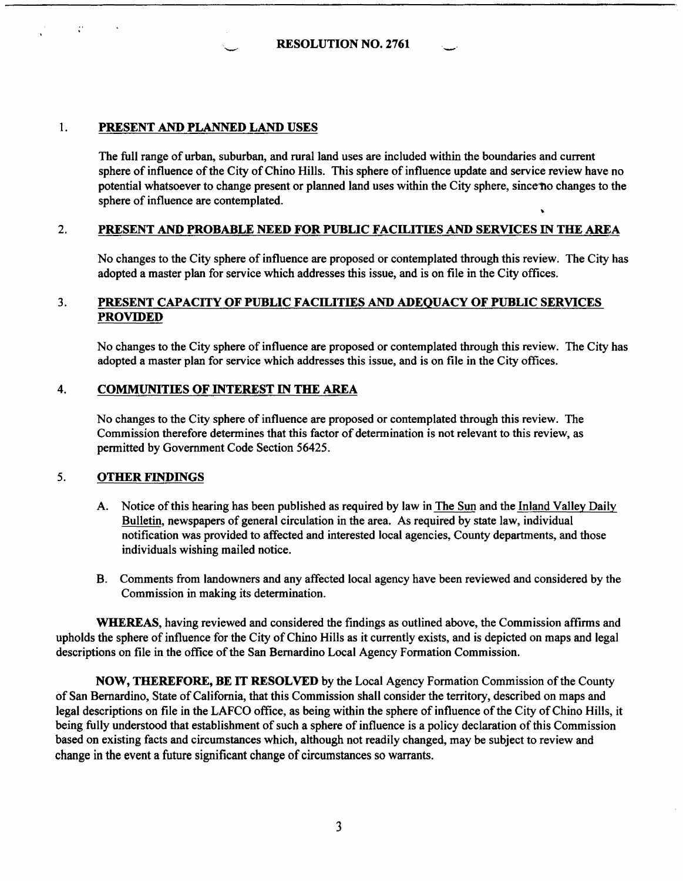# RESOLUTION NO. 2761

1. **PRESENT AND PLANNED LAND USES**

   The full range of urban, suburban, and rural land uses are included within the boundaries and current sphere of influence of the City of Chino Hills. This sphere of influence update and service review have no potential whatsoever to change present or planned land uses within the City sphere, since no changes to the sphere of influence are contemplated.

2. **PRESENT AND PROBABLE NEED FOR PUBLIC FACILITIES AND SERVICES IN THE AREA**

   No changes to the City sphere of influence are proposed or contemplated through this review. The City has adopted a master plan for service which addresses this issue, and is on file in the City offices.

3. **PRESENT CAPACITY OF PUBLIC FACILITIES AND ADEQUACY OF PUBLIC SERVICES PROVIDED**

   No changes to the City sphere of influence are proposed or contemplated through this review. The City has adopted a master plan for service which addresses this issue, and is on file in the City offices.

4. **COMMUNITIES OF INTEREST IN THE AREA**

   No changes to the City sphere of influence are proposed or contemplated through this review. The Commission therefore determines that this factor of determination is not relevant to this review, as permitted by Government Code Section 56425.

5. **OTHER FINDINGS**

   A. Notice of this hearing has been published as required by law in The Sun and the Inland Valley Daily Bulletin, newspapers of general circulation in the area. As required by state law, individual notification was provided to affected and interested local agencies, County departments, and those individuals wishing mailed notice.

   B. Comments from landowners and any affected local agency have been reviewed and considered by the Commission in making its determination.

**WHEREAS**, having reviewed and considered the findings as outlined above, the Commission affirms and upholds the sphere of influence for the City of Chino Hills as it currently exists, and is depicted on maps and legal descriptions on file in the office of the San Bernardino Local Agency Formation Commission.

**NOW, THEREFORE, BE IT RESOLVED** by the Local Agency Formation Commission of the County of San Bernardino, State of California, that this Commission shall consider the territory, described on maps and legal descriptions on file in the LAFCO office, as being within the sphere of influence of the City of Chino Hills, it being fully understood that establishment of such a sphere of influence is a policy declaration of this Commission based on existing facts and circumstances which, although not readily changed, may be subject to review and change in the event a future significant change of circumstances so warrants.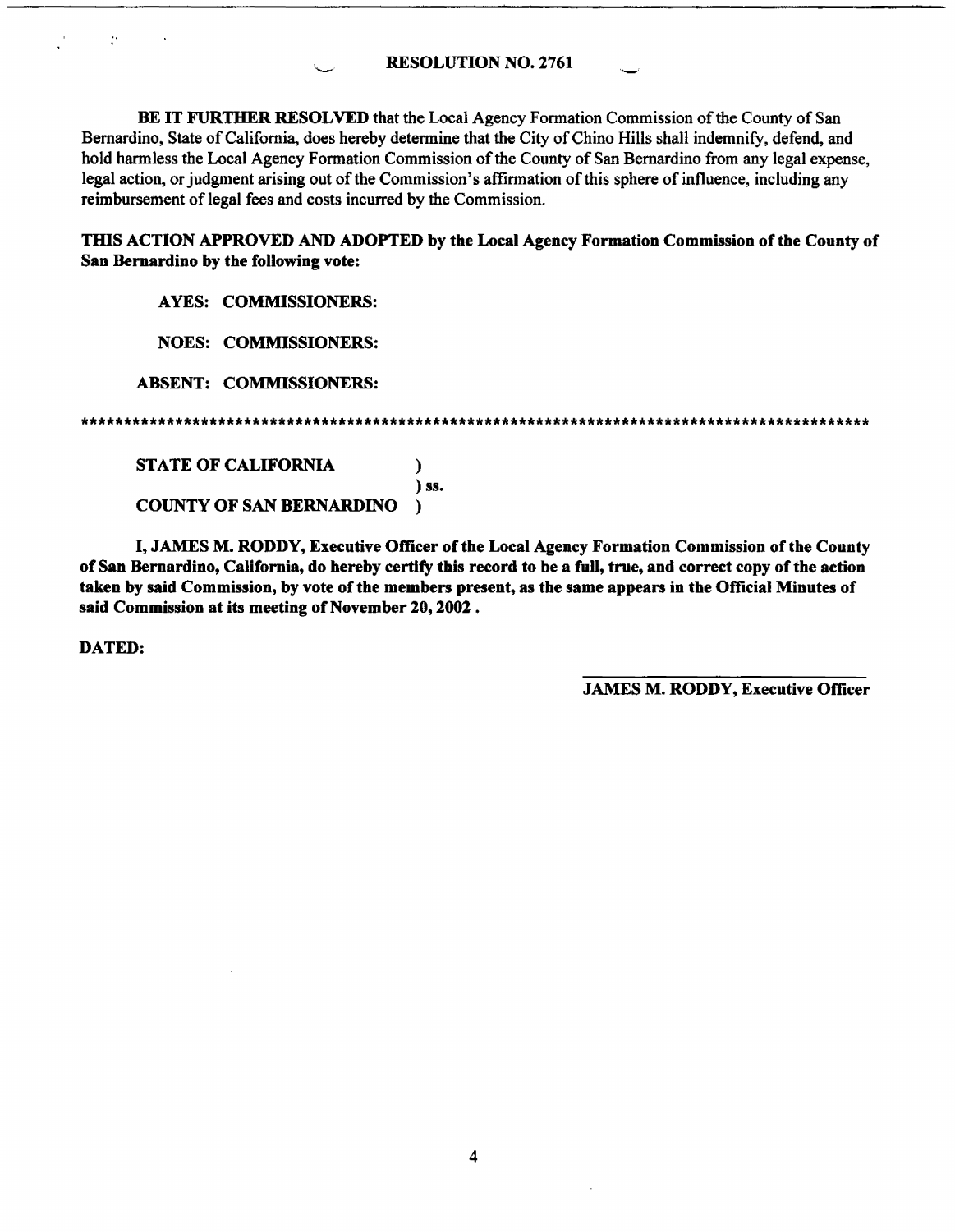RESOLUTION NO. 2761

**BE IT FURTHER RESOLVED** that the Local Agency Formation Commission of the County of San Bernardino, State of California, does hereby determine that the City of Chino Hills shall indemnify, defend, and hold harmless the Local Agency Formation Commission of the County of San Bernardino from any legal expense, legal action, or judgment arising out of the Commission's affirmation of this sphere of influence, including any reimbursement of legal fees and costs incurred by the Commission.

**THIS ACTION APPROVED AND ADOPTED by the Local Agency Formation Commission of the County of San Bernardino by the following vote:**

**AYES: COMMISSIONERS:**

**NOES: COMMISSIONERS:**

**ABSENT: COMMISSIONERS:**

****************************************************************************************************

**STATE OF CALIFORNIA )**
**) ss.**
**COUNTY OF SAN BERNARDINO )**

**I, JAMES M. RODDY, Executive Officer of the Local Agency Formation Commission of the County of San Bernardino, California, do hereby certify this record to be a full, true, and correct copy of the action taken by said Commission, by vote of the members present, as the same appears in the Official Minutes of said Commission at its meeting of November 20, 2002 .**

**DATED:**

**JAMES M. RODDY, Executive Officer**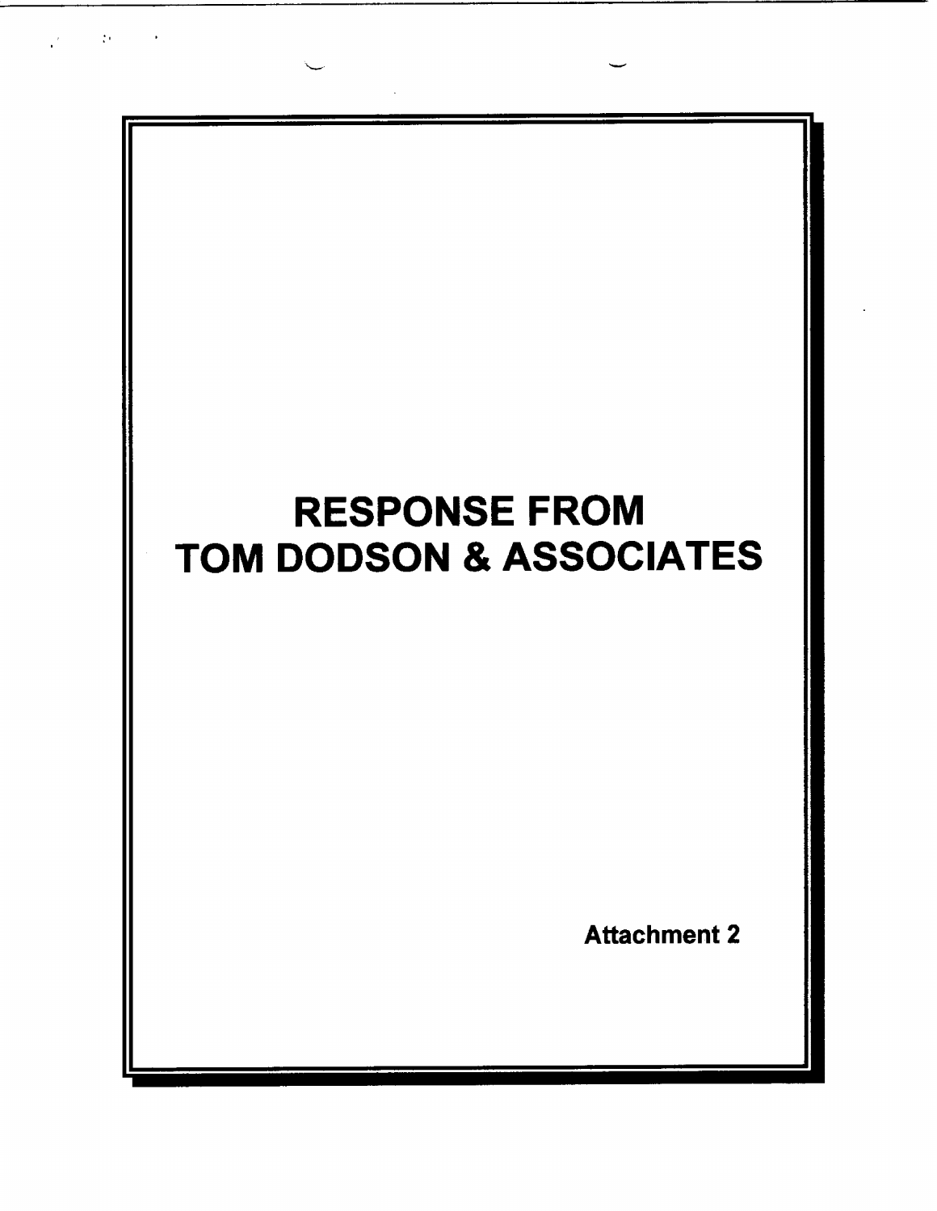# RESPONSE FROM TOM DODSON & ASSOCIATES

**Attachment 2**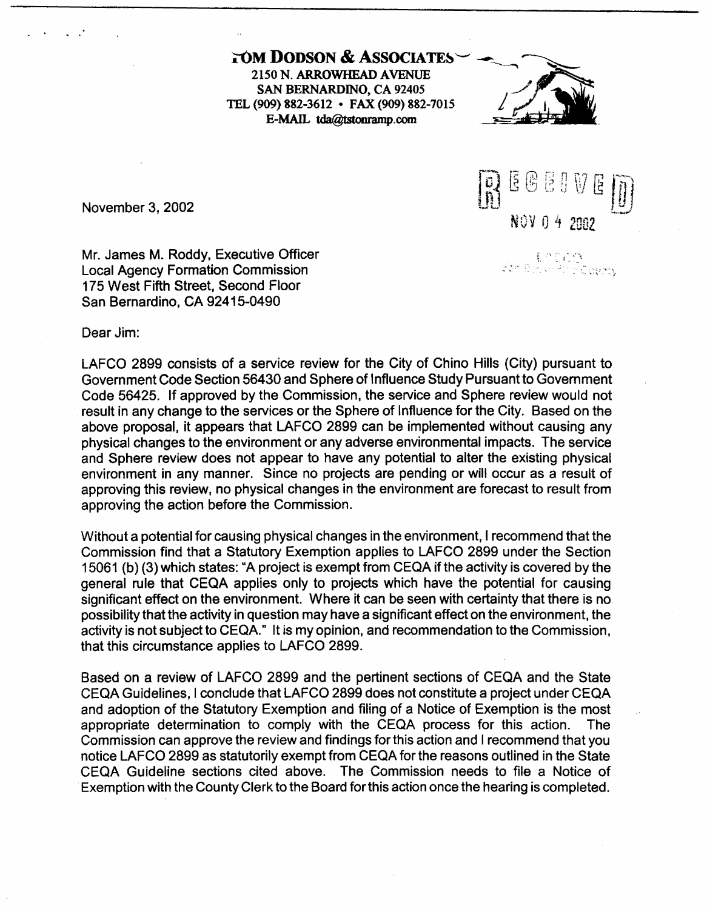**TOM DODSON & ASSOCIATES**
2150 N. ARROWHEAD AVENUE
SAN BERNARDINO, CA 92405
TEL (909) 882-3612 • FAX (909) 882-7015
E-MAIL tda@tstonramp.com

RECEIVED
NOV 04 2002
LAFCO
San Bernardino County

November 3, 2002

Mr. James M. Roddy, Executive Officer
Local Agency Formation Commission
175 West Fifth Street, Second Floor
San Bernardino, CA 92415-0490

Dear Jim:

LAFCO 2899 consists of a service review for the City of Chino Hills (City) pursuant to Government Code Section 56430 and Sphere of Influence Study Pursuant to Government Code 56425. If approved by the Commission, the service and Sphere review would not result in any change to the services or the Sphere of Influence for the City. Based on the above proposal, it appears that LAFCO 2899 can be implemented without causing any physical changes to the environment or any adverse environmental impacts. The service and Sphere review does not appear to have any potential to alter the existing physical environment in any manner. Since no projects are pending or will occur as a result of approving this review, no physical changes in the environment are forecast to result from approving the action before the Commission.

Without a potential for causing physical changes in the environment, I recommend that the Commission find that a Statutory Exemption applies to LAFCO 2899 under the Section 15061 (b) (3) which states: "A project is exempt from CEQA if the activity is covered by the general rule that CEQA applies only to projects which have the potential for causing significant effect on the environment. Where it can be seen with certainty that there is no possibility that the activity in question may have a significant effect on the environment, the activity is not subject to CEQA." It is my opinion, and recommendation to the Commission, that this circumstance applies to LAFCO 2899.

Based on a review of LAFCO 2899 and the pertinent sections of CEQA and the State CEQA Guidelines, I conclude that LAFCO 2899 does not constitute a project under CEQA and adoption of the Statutory Exemption and filing of a Notice of Exemption is the most appropriate determination to comply with the CEQA process for this action. The Commission can approve the review and findings for this action and I recommend that you notice LAFCO 2899 as statutorily exempt from CEQA for the reasons outlined in the State CEQA Guideline sections cited above. The Commission needs to file a Notice of Exemption with the County Clerk to the Board for this action once the hearing is completed.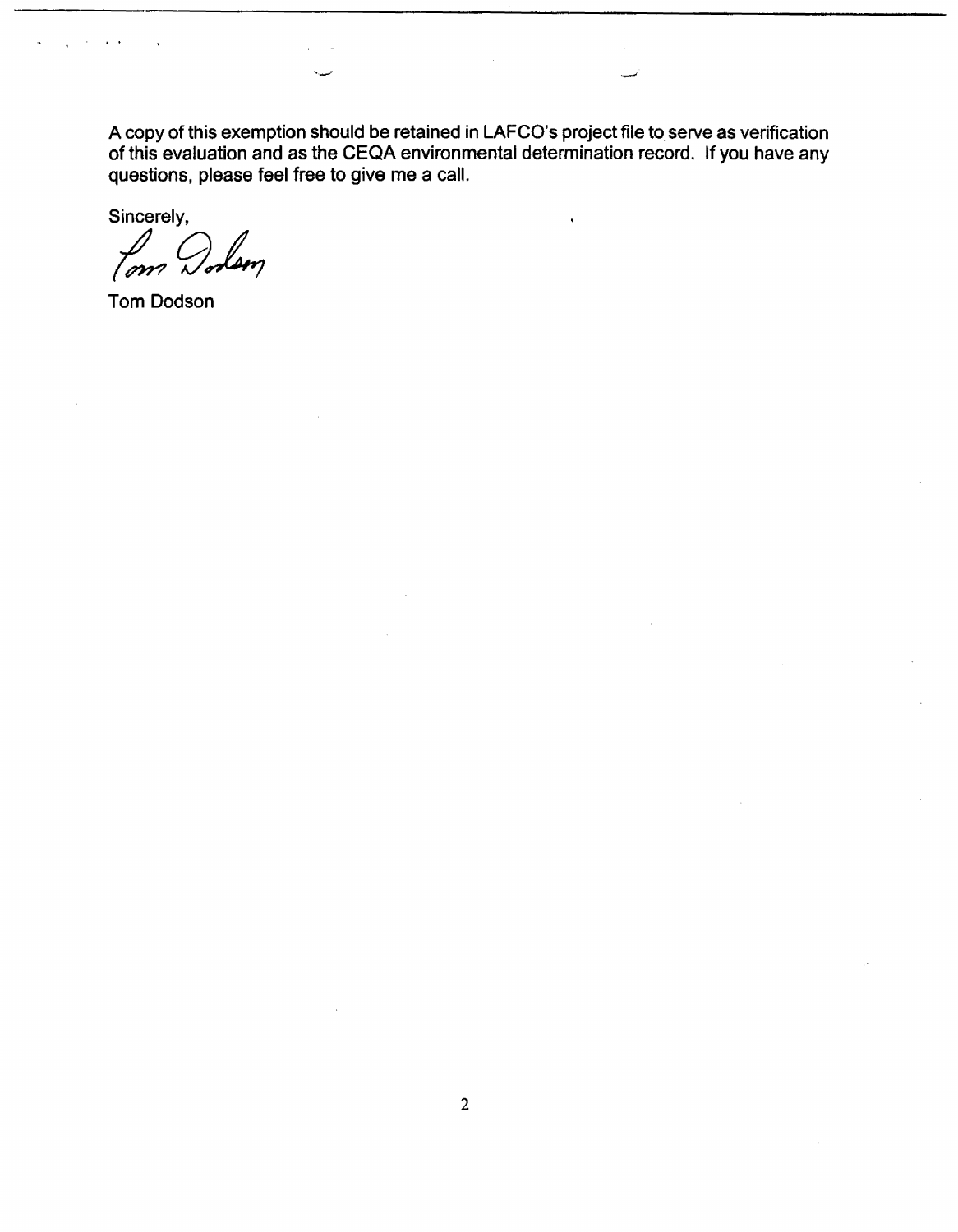A copy of this exemption should be retained in LAFCO's project file to serve as verification of this evaluation and as the CEQA environmental determination record. If you have any questions, please feel free to give me a call.

Sincerely,

Tom Dodson

Tom Dodson